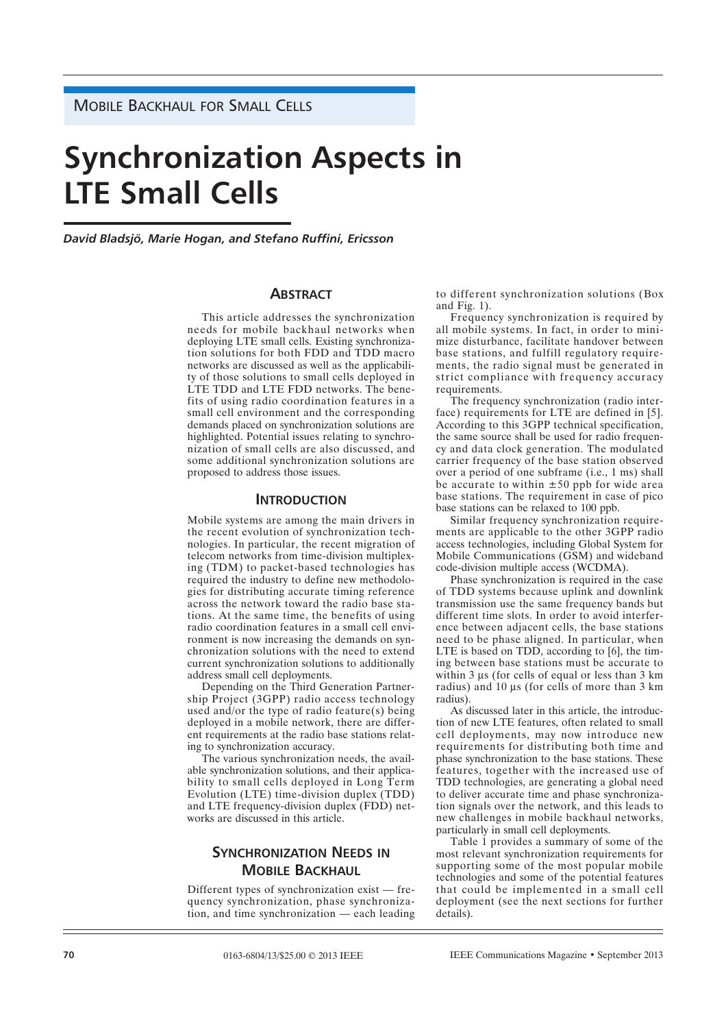MOBILE BACKHAUL FOR SMALL CELLS

# Synchronization Aspects in LTE Small Cells

*David Bladsjö, Marie Hogan, and Stefano Ruffini, Ericsson*

## Abstract

This article addresses the synchronization needs for mobile backhaul networks when deploying LTE small cells. Existing synchronization solutions for both FDD and TDD macro networks are discussed as well as the applicability of those solutions to small cells deployed in LTE TDD and LTE FDD networks. The benefits of using radio coordination features in a small cell environment and the corresponding demands placed on synchronization solutions are highlighted. Potential issues relating to synchronization of small cells are also discussed, and some additional synchronization solutions are proposed to address those issues.

## Introduction

Mobile systems are among the main drivers in the recent evolution of synchronization technologies. In particular, the recent migration of telecom networks from time-division multiplexing (TDM) to packet-based technologies has required the industry to define new methodologies for distributing accurate timing reference across the network toward the radio base stations. At the same time, the benefits of using radio coordination features in a small cell environment is now increasing the demands on synchronization solutions with the need to extend current synchronization solutions to additionally address small cell deployments.

Depending on the Third Generation Partnership Project (3GPP) radio access technology used and/or the type of radio feature(s) being deployed in a mobile network, there are different requirements at the radio base stations relating to synchronization accuracy.

The various synchronization needs, the available synchronization solutions, and their applicability to small cells deployed in Long Term Evolution (LTE) time-division duplex (TDD) and LTE frequency-division duplex (FDD) networks are discussed in this article.

## Synchronization Needs in Mobile Backhaul

Different types of synchronization exist — frequency synchronization, phase synchronization, and time synchronization — each leading to different synchronization solutions (Box and Fig. 1).

Frequency synchronization is required by all mobile systems. In fact, in order to minimize disturbance, facilitate handover between base stations, and fulfill regulatory requirements, the radio signal must be generated in strict compliance with frequency accuracy requirements.

The frequency synchronization (radio interface) requirements for LTE are defined in [5]. According to this 3GPP technical specification, the same source shall be used for radio frequency and data clock generation. The modulated carrier frequency of the base station observed over a period of one subframe (i.e., 1 ms) shall be accurate to within ±50 ppb for wide area base stations. The requirement in case of pico base stations can be relaxed to 100 ppb.

Similar frequency synchronization requirements are applicable to the other 3GPP radio access technologies, including Global System for Mobile Communications (GSM) and wideband code-division multiple access (WCDMA).

Phase synchronization is required in the case of TDD systems because uplink and downlink transmission use the same frequency bands but different time slots. In order to avoid interference between adjacent cells, the base stations need to be phase aligned. In particular, when LTE is based on TDD, according to [6], the timing between base stations must be accurate to within 3 µs (for cells of equal or less than 3 km radius) and 10 µs (for cells of more than 3 km radius).

As discussed later in this article, the introduction of new LTE features, often related to small cell deployments, may now introduce new requirements for distributing both time and phase synchronization to the base stations. These features, together with the increased use of TDD technologies, are generating a global need to deliver accurate time and phase synchronization signals over the network, and this leads to new challenges in mobile backhaul networks, particularly in small cell deployments.

Table 1 provides a summary of some of the most relevant synchronization requirements for supporting some of the most popular mobile technologies and some of the potential features that could be implemented in a small cell deployment (see the next sections for further details).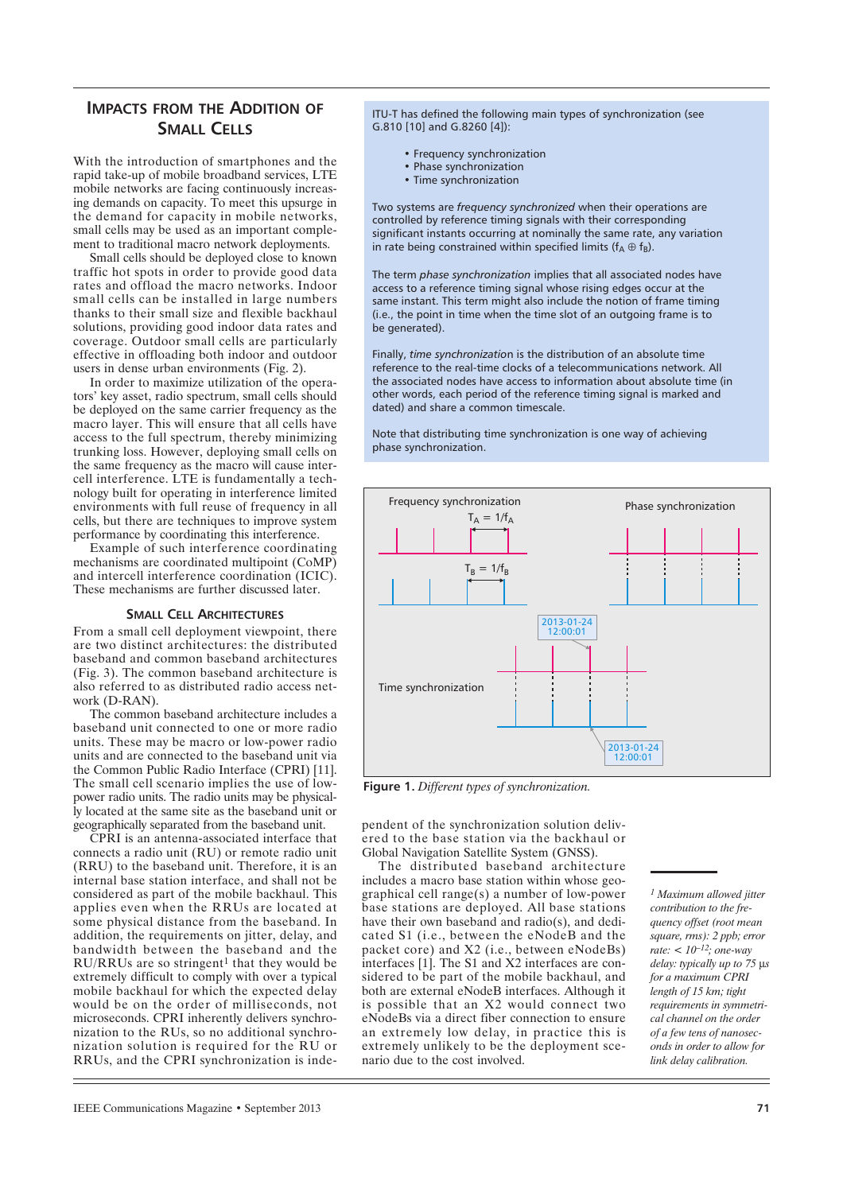## Impacts from the Addition of Small Cells

With the introduction of smartphones and the rapid take-up of mobile broadband services, LTE mobile networks are facing continuously increasing demands on capacity. To meet this upsurge in the demand for capacity in mobile networks, small cells may be used as an important complement to traditional macro network deployments.

Small cells should be deployed close to known traffic hot spots in order to provide good data rates and offload the macro networks. Indoor small cells can be installed in large numbers thanks to their small size and flexible backhaul solutions, providing good indoor data rates and coverage. Outdoor small cells are particularly effective in offloading both indoor and outdoor users in dense urban environments (Fig. 2).

In order to maximize utilization of the operators' key asset, radio spectrum, small cells should be deployed on the same carrier frequency as the macro layer. This will ensure that all cells have access to the full spectrum, thereby minimizing trunking loss. However, deploying small cells on the same frequency as the macro will cause intercell interference. LTE is fundamentally a technology built for operating in interference limited environments with full reuse of frequency in all cells, but there are techniques to improve system performance by coordinating this interference.

Example of such interference coordinating mechanisms are coordinated multipoint (CoMP) and intercell interference coordination (ICIC). These mechanisms are further discussed later.

### Small Cell Architectures

From a small cell deployment viewpoint, there are two distinct architectures: the distributed baseband and common baseband architectures (Fig. 3). The common baseband architecture is also referred to as distributed radio access network (D-RAN).

The common baseband architecture includes a baseband unit connected to one or more radio units. These may be macro or low-power radio units and are connected to the baseband unit via the Common Public Radio Interface (CPRI) [11]. The small cell scenario implies the use of low-power radio units. The radio units may be physically located at the same site as the baseband unit or geographically separated from the baseband unit.

CPRI is an antenna-associated interface that connects a radio unit (RU) or remote radio unit (RRU) to the baseband unit. Therefore, it is an internal base station interface, and shall not be considered as part of the mobile backhaul. This applies even when the RRUs are located at some physical distance from the baseband. In addition, the requirements on jitter, delay, and bandwidth between the baseband and the RU/RRUs are so stringent[1] that they would be extremely difficult to comply with over a typical mobile backhaul for which the expected delay would be on the order of milliseconds, not microseconds. CPRI inherently delivers synchronization to the RUs, so no additional synchronization solution is required for the RU or RRUs, and the CPRI synchronization is independent of the synchronization solution delivered to the base station via the backhaul or Global Navigation Satellite System (GNSS).

The distributed baseband architecture includes a macro base station within whose geographical cell range(s) a number of low-power base stations are deployed. All base stations have their own baseband and radio(s), and dedicated S1 (i.e., between the eNodeB and the packet core) and X2 (i.e., between eNodeBs) interfaces [1]. The S1 and X2 interfaces are considered to be part of the mobile backhaul, and both are external eNodeB interfaces. Although it is possible that an X2 would connect two eNodeBs via a direct fiber connection to ensure an extremely low delay, in practice this is extremely unlikely to be the deployment scenario due to the cost involved.

> ITU-T has defined the following main types of synchronization (see G.810 [10] and G.8260 [4]):
>
> - Frequency synchronization
> - Phase synchronization
> - Time synchronization
>
> Two systems are *frequency synchronized* when their operations are controlled by reference timing signals with their corresponding significant instants occurring at nominally the same rate, any variation in rate being constrained within specified limits ($f_A \oplus f_B$).
>
> The term *phase synchronization* implies that all associated nodes have access to a reference timing signal whose rising edges occur at the same instant. This term might also include the notion of frame timing (i.e., the point in time when the time slot of an outgoing frame is to be generated).
>
> Finally, *time synchronization* is the distribution of an absolute time reference to the real-time clocks of a telecommunications network. All the associated nodes have access to information about absolute time (in other words, each period of the reference timing signal is marked and dated) and share a common timescale.
>
> Note that distributing time synchronization is one way of achieving phase synchronization.

Frequency synchronization — $T_A = 1/f_A$, $T_B = 1/f_B$ — Phase synchronization — Time synchronization — 2013-01-24 12:00:01 — 2013-01-24 12:00:01

**Figure 1.** *Different types of synchronization.*

---

[1] *Maximum allowed jitter contribution to the frequency offset (root mean square, rms): 2 ppb; error rate: < $10^{-12}$; one-way delay: typically up to 75 µs for a maximum CPRI length of 15 km; tight requirements in symmetrical channel on the order of a few tens of nanoseconds in order to allow for link delay calibration.*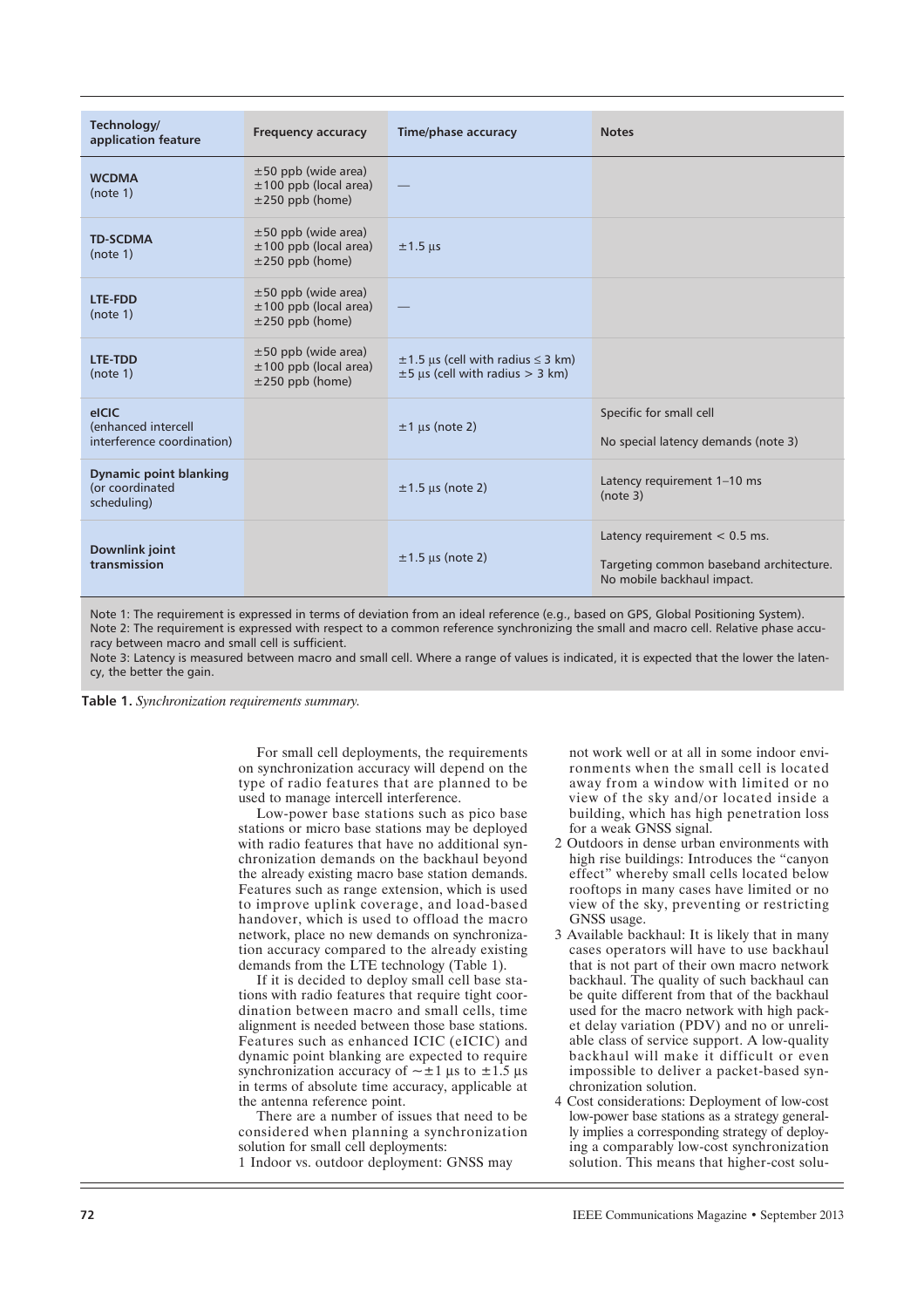| Technology/ application feature | Frequency accuracy | Time/phase accuracy | Notes |
|---|---|---|---|
| **WCDMA** (note 1) | ±50 ppb (wide area)<br>±100 ppb (local area)<br>±250 ppb (home) | — | |
| **TD-SCDMA** (note 1) | ±50 ppb (wide area)<br>±100 ppb (local area)<br>±250 ppb (home) | ±1.5 μs | |
| **LTE-FDD** (note 1) | ±50 ppb (wide area)<br>±100 ppb (local area)<br>±250 ppb (home) | — | |
| **LTE-TDD** (note 1) | ±50 ppb (wide area)<br>±100 ppb (local area)<br>±250 ppb (home) | ±1.5 μs (cell with radius ≤ 3 km)<br>±5 μs (cell with radius > 3 km) | |
| **eICIC** (enhanced intercell interference coordination) | | ±1 μs (note 2) | Specific for small cell<br><br>No special latency demands (note 3) |
| **Dynamic point blanking** (or coordinated scheduling) | | ±1.5 μs (note 2) | Latency requirement 1–10 ms (note 3) |
| **Downlink joint transmission** | | ±1.5 μs (note 2) | Latency requirement < 0.5 ms.<br><br>Targeting common baseband architecture. No mobile backhaul impact. |

Note 1: The requirement is expressed in terms of deviation from an ideal reference (e.g., based on GPS, Global Positioning System).
Note 2: The requirement is expressed with respect to a common reference synchronizing the small and macro cell. Relative phase accuracy between macro and small cell is sufficient.
Note 3: Latency is measured between macro and small cell. Where a range of values is indicated, it is expected that the lower the latency, the better the gain.

**Table 1.** *Synchronization requirements summary.*

For small cell deployments, the requirements on synchronization accuracy will depend on the type of radio features that are planned to be used to manage intercell interference.

Low-power base stations such as pico base stations or micro base stations may be deployed with radio features that have no additional synchronization demands on the backhaul beyond the already existing macro base station demands. Features such as range extension, which is used to improve uplink coverage, and load-based handover, which is used to offload the macro network, place no new demands on synchronization accuracy compared to the already existing demands from the LTE technology (Table 1).

If it is decided to deploy small cell base stations with radio features that require tight coordination between macro and small cells, time alignment is needed between those base stations. Features such as enhanced ICIC (eICIC) and dynamic point blanking are expected to require synchronization accuracy of ~±1 μs to ±1.5 μs in terms of absolute time accuracy, applicable at the antenna reference point.

There are a number of issues that need to be considered when planning a synchronization solution for small cell deployments:

1. Indoor vs. outdoor deployment: GNSS may not work well or at all in some indoor environments when the small cell is located away from a window with limited or no view of the sky and/or located inside a building, which has high penetration loss for a weak GNSS signal.
2. Outdoors in dense urban environments with high rise buildings: Introduces the "canyon effect" whereby small cells located below rooftops in many cases have limited or no view of the sky, preventing or restricting GNSS usage.
3. Available backhaul: It is likely that in many cases operators will have to use backhaul that is not part of their own macro network backhaul. The quality of such backhaul can be quite different from that of the backhaul used for the macro network with high packet delay variation (PDV) and no or unreliable class of service support. A low-quality backhaul will make it difficult or even impossible to deliver a packet-based synchronization solution.
4. Cost considerations: Deployment of low-cost low-power base stations as a strategy generally implies a corresponding strategy of deploying a comparably low-cost synchronization solution. This means that higher-cost solu-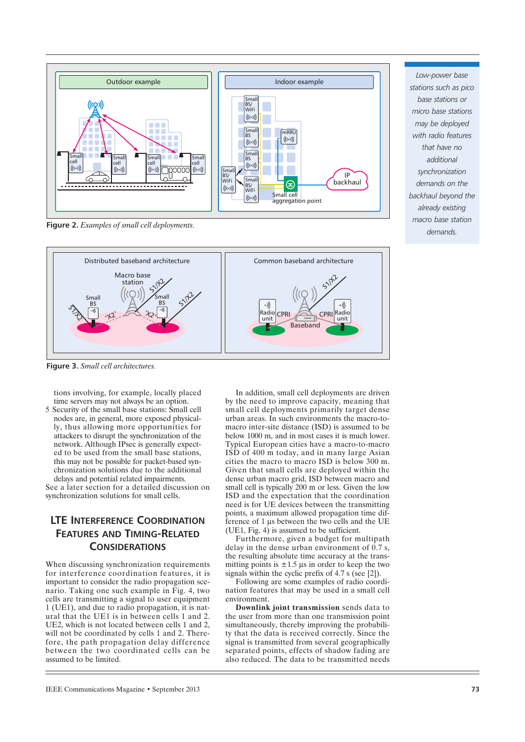Figure 2. *Examples of small cell deployments.*

Figure 3. *Small cell architectures.*

*Low-power base stations such as pico base stations or micro base stations may be deployed with radio features that have no additional synchronization demands on the backhaul beyond the already existing macro base station demands.*

tions involving, for example, locally placed time servers may not always be an option.

5 Security of the small base stations: Small cell nodes are, in general, more exposed physically, thus allowing more opportunities for attackers to disrupt the synchronization of the network. Although IPsec is generally expected to be used from the small base stations, this may not be possible for packet-based synchronization solutions due to the additional delays and potential related impairments.

See a later section for a detailed discussion on synchronization solutions for small cells.

## LTE Interference Coordination Features and Timing-Related Considerations

When discussing synchronization requirements for interference coordination features, it is important to consider the radio propagation scenario. Taking one such example in Fig. 4, two cells are transmitting a signal to user equipment 1 (UE1), and due to radio propagation, it is natural that the UE1 is in between cells 1 and 2. UE2, which is not located between cells 1 and 2, will not be coordinated by cells 1 and 2. Therefore, the path propagation delay difference between the two coordinated cells can be assumed to be limited.

In addition, small cell deployments are driven by the need to improve capacity, meaning that small cell deployments primarily target dense urban areas. In such environments the macro-to-macro inter-site distance (ISD) is assumed to be below 1000 m, and in most cases it is much lower. Typical European cities have a macro-to-macro ISD of 400 m today, and in many large Asian cities the macro to macro ISD is below 300 m. Given that small cells are deployed within the dense urban macro grid, ISD between macro and small cell is typically 200 m or less. Given the low ISD and the expectation that the coordination need is for UE devices between the transmitting points, a maximum allowed propagation time difference of 1 μs between the two cells and the UE (UE1, Fig. 4) is assumed to be sufficient.

Furthermore, given a budget for multipath delay in the dense urban environment of 0.7 s, the resulting absolute time accuracy at the transmitting points is ±1.5 μs in order to keep the two signals within the cyclic prefix of 4.7 s (see [2]).

Following are some examples of radio coordination features that may be used in a small cell environment.

**Downlink joint transmission** sends data to the user from more than one transmission point simultaneously, thereby improving the probability that the data is received correctly. Since the signal is transmitted from several geographically separated points, effects of shadow fading are also reduced. The data to be transmitted needs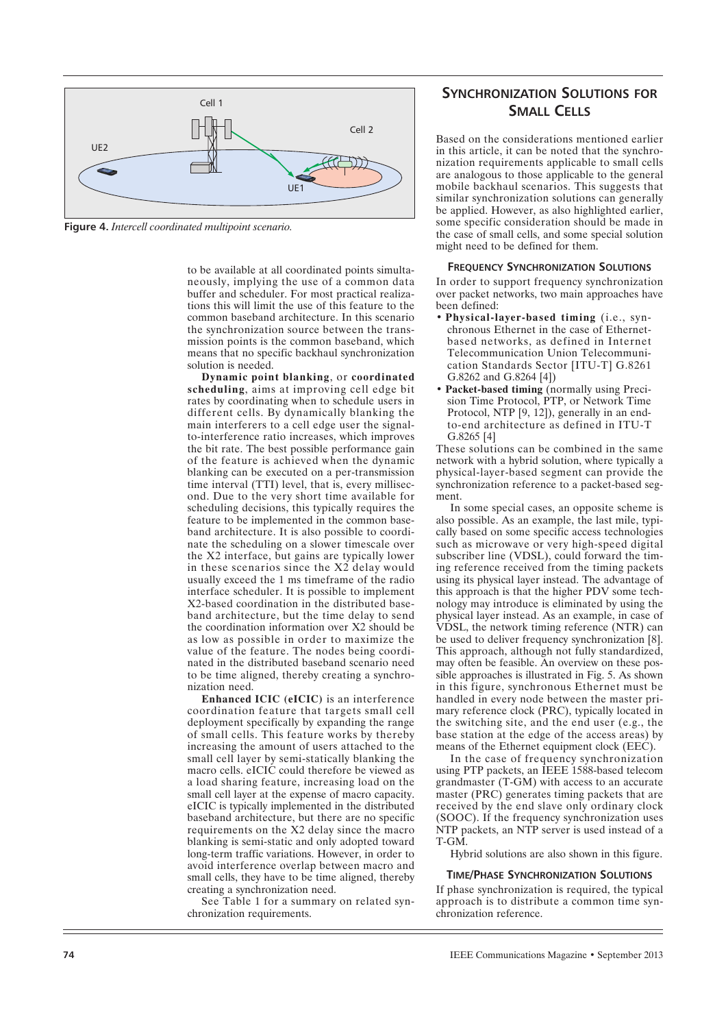Figure 4. *Intercell coordinated multipoint scenario.*

to be available at all coordinated points simultaneously, implying the use of a common data buffer and scheduler. For most practical realizations this will limit the use of this feature to the common baseband architecture. In this scenario the synchronization source between the transmission points is the common baseband, which means that no specific backhaul synchronization solution is needed.

**Dynamic point blanking**, or **coordinated scheduling**, aims at improving cell edge bit rates by coordinating when to schedule users in different cells. By dynamically blanking the main interferers to a cell edge user the signal-to-interference ratio increases, which improves the bit rate. The best possible performance gain of the feature is achieved when the dynamic blanking can be executed on a per-transmission time interval (TTI) level, that is, every millisecond. Due to the very short time available for scheduling decisions, this typically requires the feature to be implemented in the common baseband architecture. It is also possible to coordinate the scheduling on a slower timescale over the X2 interface, but gains are typically lower in these scenarios since the X2 delay would usually exceed the 1 ms timeframe of the radio interface scheduler. It is possible to implement X2-based coordination in the distributed baseband architecture, but the time delay to send the coordination information over X2 should be as low as possible in order to maximize the value of the feature. The nodes being coordinated in the distributed baseband scenario need to be time aligned, thereby creating a synchronization need.

**Enhanced ICIC (eICIC)** is an interference coordination feature that targets small cell deployment specifically by expanding the range of small cells. This feature works by thereby increasing the amount of users attached to the small cell layer by semi-statically blanking the macro cells. eICIC could therefore be viewed as a load sharing feature, increasing load on the small cell layer at the expense of macro capacity. eICIC is typically implemented in the distributed baseband architecture, but there are no specific requirements on the X2 delay since the macro blanking is semi-static and only adopted toward long-term traffic variations. However, in order to avoid interference overlap between macro and small cells, they have to be time aligned, thereby creating a synchronization need.

See Table 1 for a summary on related synchronization requirements.

## Synchronization Solutions for Small Cells

Based on the considerations mentioned earlier in this article, it can be noted that the synchronization requirements applicable to small cells are analogous to those applicable to the general mobile backhaul scenarios. This suggests that similar synchronization solutions can generally be applied. However, as also highlighted earlier, some specific consideration should be made in the case of small cells, and some special solution might need to be defined for them.

### Frequency Synchronization Solutions

In order to support frequency synchronization over packet networks, two main approaches have been defined:

- **Physical-layer-based timing** (i.e., synchronous Ethernet in the case of Ethernet-based networks, as defined in Internet Telecommunication Union Telecommunication Standards Sector [ITU-T] G.8261 G.8262 and G.8264 [4])
- **Packet-based timing** (normally using Precision Time Protocol, PTP, or Network Time Protocol, NTP [9, 12]), generally in an end-to-end architecture as defined in ITU-T G.8265 [4]

These solutions can be combined in the same network with a hybrid solution, where typically a physical-layer-based segment can provide the synchronization reference to a packet-based segment.

In some special cases, an opposite scheme is also possible. As an example, the last mile, typically based on some specific access technologies such as microwave or very high-speed digital subscriber line (VDSL), could forward the timing reference received from the timing packets using its physical layer instead. The advantage of this approach is that the higher PDV some technology may introduce is eliminated by using the physical layer instead. As an example, in case of VDSL, the network timing reference (NTR) can be used to deliver frequency synchronization [8]. This approach, although not fully standardized, may often be feasible. An overview on these possible approaches is illustrated in Fig. 5. As shown in this figure, synchronous Ethernet must be handled in every node between the master primary reference clock (PRC), typically located in the switching site, and the end user (e.g., the base station at the edge of the access areas) by means of the Ethernet equipment clock (EEC).

In the case of frequency synchronization using PTP packets, an IEEE 1588-based telecom grandmaster (T-GM) with access to an accurate master (PRC) generates timing packets that are received by the end slave only ordinary clock (SOOC). If the frequency synchronization uses NTP packets, an NTP server is used instead of a T-GM.

Hybrid solutions are also shown in this figure.

### Time/Phase Synchronization Solutions

If phase synchronization is required, the typical approach is to distribute a common time synchronization reference.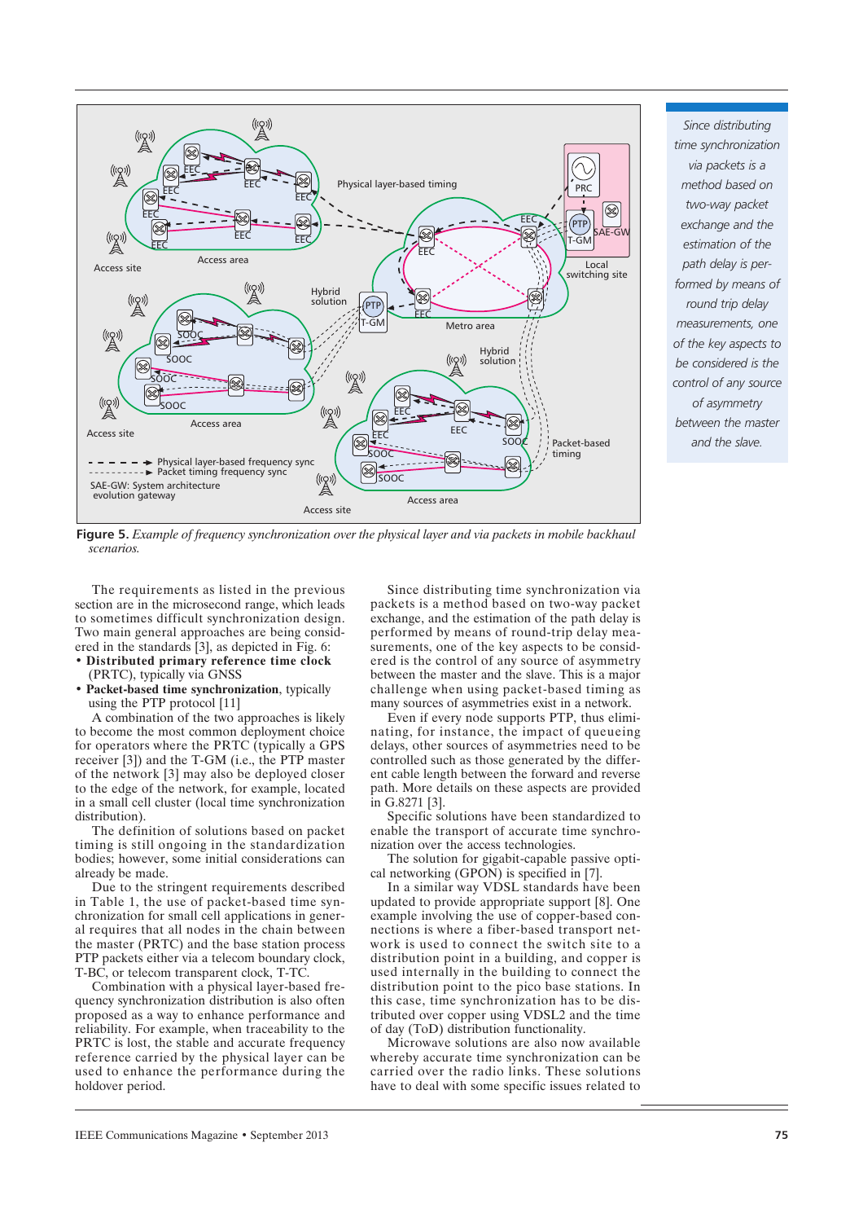Physical layer-based timing

PRC

EEC

PTP T-GM

SAE-GW

Local switching site

Access site

Access area

Hybrid solution

Metro area

Hybrid solution

SOOC

Packet-based timing

Physical layer-based frequency sync

Packet timing frequency sync

SAE-GW: System architecture evolution gateway

Access site

Access area

**Figure 5.** *Example of frequency synchronization over the physical layer and via packets in mobile backhaul scenarios.*

*Since distributing time synchronization via packets is a method based on two-way packet exchange and the estimation of the path delay is performed by means of round trip delay measurements, one of the key aspects to be considered is the control of any source of asymmetry between the master and the slave.*

The requirements as listed in the previous section are in the microsecond range, which leads to sometimes difficult synchronization design. Two main general approaches are being considered in the standards [3], as depicted in Fig. 6:

- **Distributed primary reference time clock** (PRTC), typically via GNSS
- **Packet-based time synchronization**, typically using the PTP protocol [11]

A combination of the two approaches is likely to become the most common deployment choice for operators where the PRTC (typically a GPS receiver [3]) and the T-GM (i.e., the PTP master of the network [3] may also be deployed closer to the edge of the network, for example, located in a small cell cluster (local time synchronization distribution).

The definition of solutions based on packet timing is still ongoing in the standardization bodies; however, some initial considerations can already be made.

Due to the stringent requirements described in Table 1, the use of packet-based time synchronization for small cell applications in general requires that all nodes in the chain between the master (PRTC) and the base station process PTP packets either via a telecom boundary clock, T-BC, or telecom transparent clock, T-TC.

Combination with a physical layer-based frequency synchronization distribution is also often proposed as a way to enhance performance and reliability. For example, when traceability to the PRTC is lost, the stable and accurate frequency reference carried by the physical layer can be used to enhance the performance during the holdover period.

Since distributing time synchronization via packets is a method based on two-way packet exchange, and the estimation of the path delay is performed by means of round-trip delay measurements, one of the key aspects to be considered is the control of any source of asymmetry between the master and the slave. This is a major challenge when using packet-based timing as many sources of asymmetries exist in a network.

Even if every node supports PTP, thus eliminating, for instance, the impact of queueing delays, other sources of asymmetries need to be controlled such as those generated by the different cable length between the forward and reverse path. More details on these aspects are provided in G.8271 [3].

Specific solutions have been standardized to enable the transport of accurate time synchronization over the access technologies.

The solution for gigabit-capable passive optical networking (GPON) is specified in [7].

In a similar way VDSL standards have been updated to provide appropriate support [8]. One example involving the use of copper-based connections is where a fiber-based transport network is used to connect the switch site to a distribution point in a building, and copper is used internally in the building to connect the distribution point to the pico base stations. In this case, time synchronization has to be distributed over copper using VDSL2 and the time of day (ToD) distribution functionality.

Microwave solutions are also now available whereby accurate time synchronization can be carried over the radio links. These solutions have to deal with some specific issues related to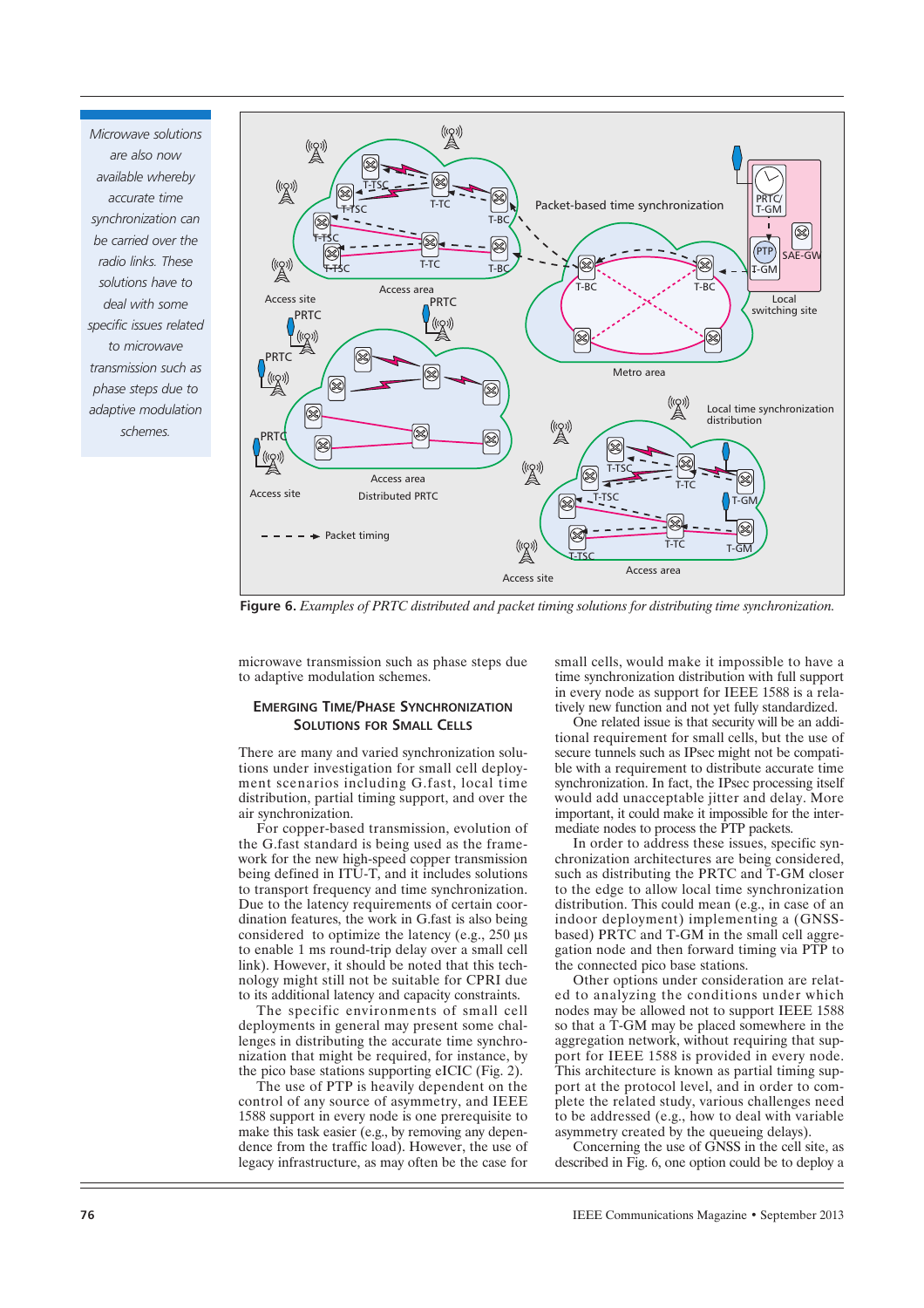*Microwave solutions are also now available whereby accurate time synchronization can be carried over the radio links. These solutions have to deal with some specific issues related to microwave transmission such as phase steps due to adaptive modulation schemes.*

**Figure 6.** *Examples of PRTC distributed and packet timing solutions for distributing time synchronization.*

microwave transmission such as phase steps due to adaptive modulation schemes.

## EMERGING TIME/PHASE SYNCHRONIZATION SOLUTIONS FOR SMALL CELLS

There are many and varied synchronization solutions under investigation for small cell deployment scenarios including G.fast, local time distribution, partial timing support, and over the air synchronization.

For copper-based transmission, evolution of the G.fast standard is being used as the framework for the new high-speed copper transmission being defined in ITU-T, and it includes solutions to transport frequency and time synchronization. Due to the latency requirements of certain coordination features, the work in G.fast is also being considered to optimize the latency (e.g., 250 μs to enable 1 ms round-trip delay over a small cell link). However, it should be noted that this technology might still not be suitable for CPRI due to its additional latency and capacity constraints.

The specific environments of small cell deployments in general may present some challenges in distributing the accurate time synchronization that might be required, for instance, by the pico base stations supporting eICIC (Fig. 2).

The use of PTP is heavily dependent on the control of any source of asymmetry, and IEEE 1588 support in every node is one prerequisite to make this task easier (e.g., by removing any dependence from the traffic load). However, the use of legacy infrastructure, as may often be the case for small cells, would make it impossible to have a time synchronization distribution with full support in every node as support for IEEE 1588 is a relatively new function and not yet fully standardized.

One related issue is that security will be an additional requirement for small cells, but the use of secure tunnels such as IPsec might not be compatible with a requirement to distribute accurate time synchronization. In fact, the IPsec processing itself would add unacceptable jitter and delay. More important, it could make it impossible for the intermediate nodes to process the PTP packets.

In order to address these issues, specific synchronization architectures are being considered, such as distributing the PRTC and T-GM closer to the edge to allow local time synchronization distribution. This could mean (e.g., in case of an indoor deployment) implementing a (GNSS-based) PRTC and T-GM in the small cell aggregation node and then forward timing via PTP to the connected pico base stations.

Other options under consideration are related to analyzing the conditions under which nodes may be allowed not to support IEEE 1588 so that a T-GM may be placed somewhere in the aggregation network, without requiring that support for IEEE 1588 is provided in every node. This architecture is known as partial timing support at the protocol level, and in order to complete the related study, various challenges need to be addressed (e.g., how to deal with variable asymmetry created by the queueing delays).

Concerning the use of GNSS in the cell site, as described in Fig. 6, one option could be to deploy a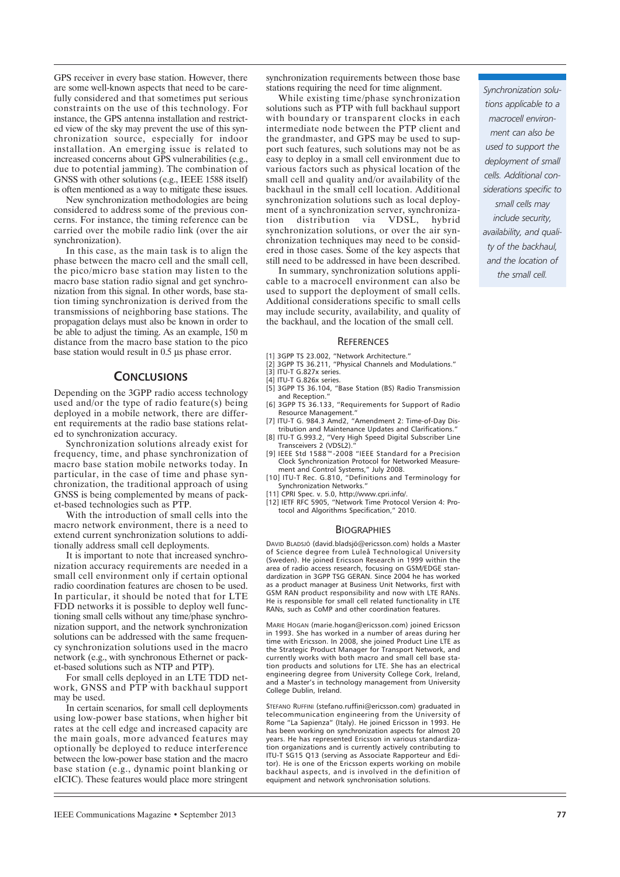GPS receiver in every base station. However, there are some well-known aspects that need to be carefully considered and that sometimes put serious constraints on the use of this technology. For instance, the GPS antenna installation and restricted view of the sky may prevent the use of this synchronization source, especially for indoor installation. An emerging issue is related to increased concerns about GPS vulnerabilities (e.g., due to potential jamming). The combination of GNSS with other solutions (e.g., IEEE 1588 itself) is often mentioned as a way to mitigate these issues.

New synchronization methodologies are being considered to address some of the previous concerns. For instance, the timing reference can be carried over the mobile radio link (over the air synchronization).

In this case, as the main task is to align the phase between the macro cell and the small cell, the pico/micro base station may listen to the macro base station radio signal and get synchronization from this signal. In other words, base station timing synchronization is derived from the transmissions of neighboring base stations. The propagation delays must also be known in order to be able to adjust the timing. As an example, 150 m distance from the macro base station to the pico base station would result in 0.5 µs phase error.

## Conclusions

Depending on the 3GPP radio access technology used and/or the type of radio feature(s) being deployed in a mobile network, there are different requirements at the radio base stations related to synchronization accuracy.

Synchronization solutions already exist for frequency, time, and phase synchronization of macro base station mobile networks today. In particular, in the case of time and phase synchronization, the traditional approach of using GNSS is being complemented by means of packet-based technologies such as PTP.

With the introduction of small cells into the macro network environment, there is a need to extend current synchronization solutions to additionally address small cell deployments.

It is important to note that increased synchronization accuracy requirements are needed in a small cell environment only if certain optional radio coordination features are chosen to be used. In particular, it should be noted that for LTE FDD networks it is possible to deploy well functioning small cells without any time/phase synchronization support, and the network synchronization solutions can be addressed with the same frequency synchronization solutions used in the macro network (e.g., with synchronous Ethernet or packet-based solutions such as NTP and PTP).

For small cells deployed in an LTE TDD network, GNSS and PTP with backhaul support may be used.

In certain scenarios, for small cell deployments using low-power base stations, when higher bit rates at the cell edge and increased capacity are the main goals, more advanced features may optionally be deployed to reduce interference between the low-power base station and the macro base station (e.g., dynamic point blanking or eICIC). These features would place more stringent synchronization requirements between those base stations requiring the need for time alignment.

While existing time/phase synchronization solutions such as PTP with full backhaul support with boundary or transparent clocks in each intermediate node between the PTP client and the grandmaster, and GPS may be used to support such features, such solutions may not be as easy to deploy in a small cell environment due to various factors such as physical location of the small cell and quality and/or availability of the backhaul in the small cell location. Additional synchronization solutions such as local deployment of a synchronization server, synchronization distribution via VDSL, hybrid synchronization solutions, or over the air synchronization techniques may need to be considered in those cases. Some of the key aspects that still need to be addressed in have been described.

In summary, synchronization solutions applicable to a macrocell environment can also be used to support the deployment of small cells. Additional considerations specific to small cells may include security, availability, and quality of the backhaul, and the location of the small cell.

*Synchronization solutions applicable to a macrocell environment can also be used to support the deployment of small cells. Additional considerations specific to small cells may include security, availability, and quality of the backhaul, and the location of the small cell.*

## References

[1] 3GPP TS 23.002, "Network Architecture."
[2] 3GPP TS 36.211, "Physical Channels and Modulations."
[3] ITU-T G.827x series.
[4] ITU-T G.826x series.
[5] 3GPP TS 36.104, "Base Station (BS) Radio Transmission and Reception."
[6] 3GPP TS 36.133, "Requirements for Support of Radio Resource Management."
[7] ITU-T G. 984.3 Amd2, "Amendment 2: Time-of-Day Distribution and Maintenance Updates and Clarifications."
[8] ITU-T G.993.2, "Very High Speed Digital Subscriber Line Transceivers 2 (VDSL2)."
[9] IEEE Std 1588™-2008 "IEEE Standard for a Precision Clock Synchronization Protocol for Networked Measurement and Control Systems," July 2008.
[10] ITU-T Rec. G.810, "Definitions and Terminology for Synchronization Networks."
[11] CPRI Spec. v. 5.0, http://www.cpri.info/.
[12] IETF RFC 5905, "Network Time Protocol Version 4: Protocol and Algorithms Specification," 2010.

## Biographies

David Bladsjö (david.bladsjö@ericsson.com) holds a Master of Science degree from Luleå Technological University (Sweden). He joined Ericsson Research in 1999 within the area of radio access research, focusing on GSM/EDGE standardization in 3GPP TSG GERAN. Since 2004 he has worked as a product manager at Business Unit Networks, first with GSM RAN product responsibility and now with LTE RANs. He is responsible for small cell related functionality in LTE RANs, such as CoMP and other coordination features.

Marie Hogan (marie.hogan@ericsson.com) joined Ericsson in 1993. She has worked in a number of areas during her time with Ericsson. In 2008, she joined Product Line LTE as the Strategic Product Manager for Transport Network, and currently works with both macro and small cell base station products and solutions for LTE. She has an electrical engineering degree from University College Cork, Ireland, and a Master's in technology management from University College Dublin, Ireland.

Stefano Ruffini (stefano.ruffini@ericsson.com) graduated in telecommunication engineering from the University of Rome "La Sapienza" (Italy). He joined Ericsson in 1993. He has been working on synchronization aspects for almost 20 years. He has represented Ericsson in various standardization organizations and is currently actively contributing to ITU-T SG15 Q13 (serving as Associate Rapporteur and Editor). He is one of the Ericsson experts working on mobile backhaul aspects, and is involved in the definition of equipment and network synchronisation solutions.